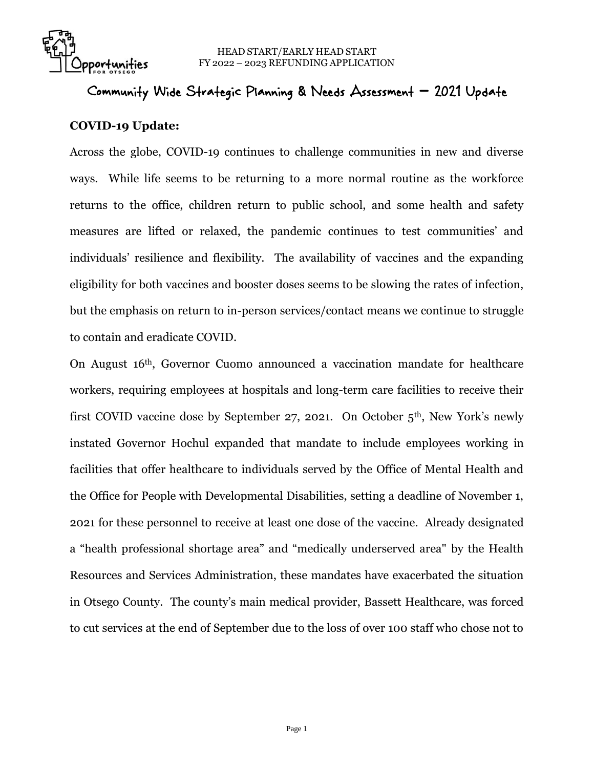# Community Wide Strategic Planning & Needs Assessment – 2021 Update

**COVID-19 Update:**

Across the globe, COVID-19 continues to challenge communities in new and diverse ways. While life seems to be returning to a more normal routine as the workforce returns to the office, children return to public school, and some health and safety measures are lifted or relaxed, the pandemic continues to test communities' and individuals' resilience and flexibility. The availability of vaccines and the expanding eligibility for both vaccines and booster doses seems to be slowing the rates of infection, but the emphasis on return to in-person services/contact means we continue to struggle to contain and eradicate COVID.

On August 16th, Governor Cuomo announced a vaccination mandate for healthcare workers, requiring employees at hospitals and long-term care facilities to receive their first COVID vaccine dose by September 27, 2021. On October 5th, New York's newly instated Governor Hochul expanded that mandate to include employees working in facilities that offer healthcare to individuals served by the Office of Mental Health and the Office for People with Developmental Disabilities, setting a deadline of November 1, 2021 for these personnel to receive at least one dose of the vaccine. Already designated a "health professional shortage area" and "medically underserved area" by the Health Resources and Services Administration, these mandates have exacerbated the situation in Otsego County. The county's main medical provider, Bassett Healthcare, was forced to cut services at the end of September due to the loss of over 100 staff who chose not to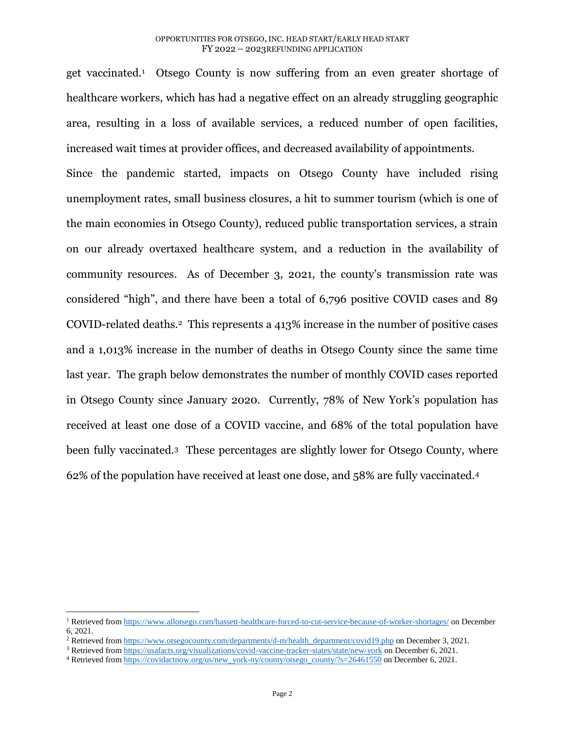get vaccinated.[1] Otsego County is now suffering from an even greater shortage of healthcare workers, which has had a negative effect on an already struggling geographic area, resulting in a loss of available services, a reduced number of open facilities, increased wait times at provider offices, and decreased availability of appointments.

Since the pandemic started, impacts on Otsego County have included rising unemployment rates, small business closures, a hit to summer tourism (which is one of the main economies in Otsego County), reduced public transportation services, a strain on our already overtaxed healthcare system, and a reduction in the availability of community resources. As of December 3, 2021, the county's transmission rate was considered "high", and there have been a total of 6,796 positive COVID cases and 89 COVID-related deaths.[2] This represents a 413% increase in the number of positive cases and a 1,013% increase in the number of deaths in Otsego County since the same time last year. The graph below demonstrates the number of monthly COVID cases reported in Otsego County since January 2020. Currently, 78% of New York's population has received at least one dose of a COVID vaccine, and 68% of the total population have been fully vaccinated.[3] These percentages are slightly lower for Otsego County, where 62% of the population have received at least one dose, and 58% are fully vaccinated.[4]

---

[1] Retrieved from https://www.allotsego.com/bassett-healthcare-forced-to-cut-service-because-of-worker-shortages/ on December 6, 2021.

[2] Retrieved from https://www.otsegocounty.com/departments/d-m/health_department/covid19.php on December 3, 2021.

[3] Retrieved from https://usafacts.org/visualizations/covid-vaccine-tracker-states/state/new-york on December 6, 2021.

[4] Retrieved from https://covidactnow.org/us/new_york-ny/county/otsego_county/?s=26461550 on December 6, 2021.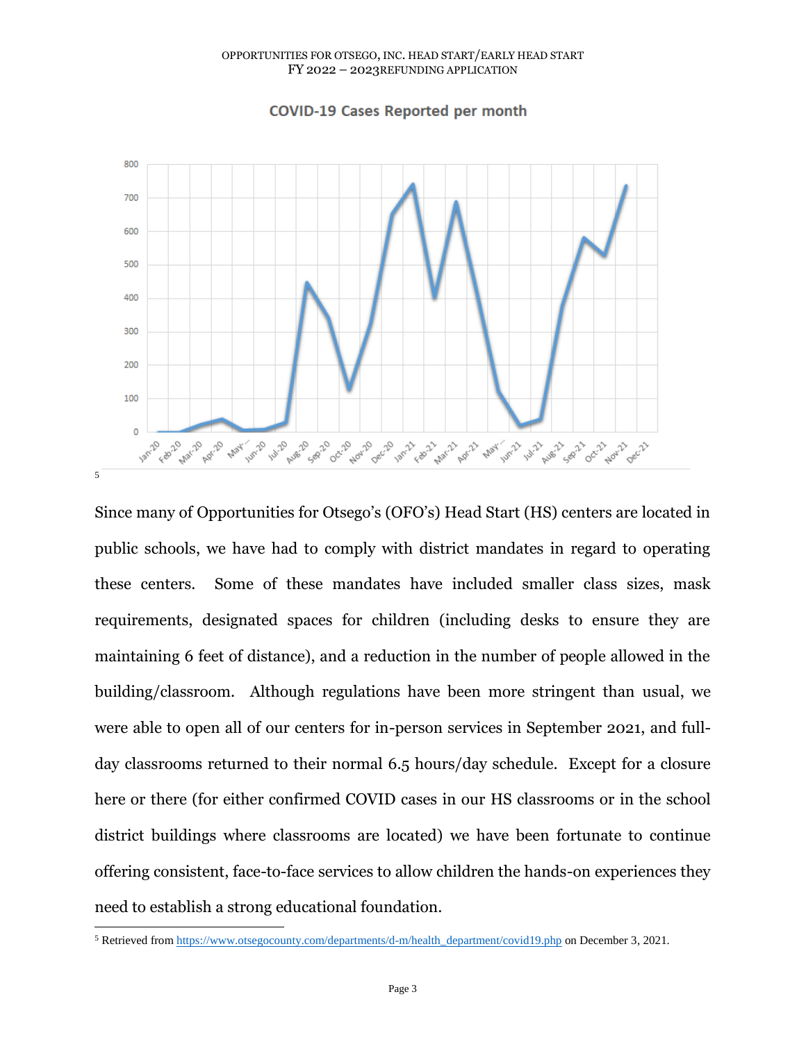COVID-19 Cases Reported per month[5]

Since many of Opportunities for Otsego's (OFO's) Head Start (HS) centers are located in public schools, we have had to comply with district mandates in regard to operating these centers. Some of these mandates have included smaller class sizes, mask requirements, designated spaces for children (including desks to ensure they are maintaining 6 feet of distance), and a reduction in the number of people allowed in the building/classroom. Although regulations have been more stringent than usual, we were able to open all of our centers for in-person services in September 2021, and full-day classrooms returned to their normal 6.5 hours/day schedule. Except for a closure here or there (for either confirmed COVID cases in our HS classrooms or in the school district buildings where classrooms are located) we have been fortunate to continue offering consistent, face-to-face services to allow children the hands-on experiences they need to establish a strong educational foundation.

---

[5] Retrieved from https://www.otsegocounty.com/departments/d-m/health_department/covid19.php on December 3, 2021.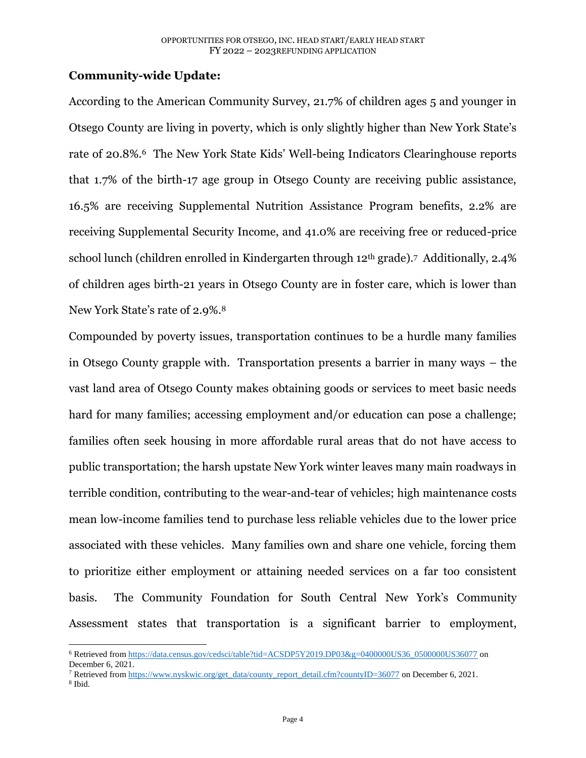**Community-wide Update:**

According to the American Community Survey, 21.7% of children ages 5 and younger in Otsego County are living in poverty, which is only slightly higher than New York State's rate of 20.8%.[6] The New York State Kids' Well-being Indicators Clearinghouse reports that 1.7% of the birth-17 age group in Otsego County are receiving public assistance, 16.5% are receiving Supplemental Nutrition Assistance Program benefits, 2.2% are receiving Supplemental Security Income, and 41.0% are receiving free or reduced-price school lunch (children enrolled in Kindergarten through 12th grade).[7] Additionally, 2.4% of children ages birth-21 years in Otsego County are in foster care, which is lower than New York State's rate of 2.9%.[8]

Compounded by poverty issues, transportation continues to be a hurdle many families in Otsego County grapple with. Transportation presents a barrier in many ways – the vast land area of Otsego County makes obtaining goods or services to meet basic needs hard for many families; accessing employment and/or education can pose a challenge; families often seek housing in more affordable rural areas that do not have access to public transportation; the harsh upstate New York winter leaves many main roadways in terrible condition, contributing to the wear-and-tear of vehicles; high maintenance costs mean low-income families tend to purchase less reliable vehicles due to the lower price associated with these vehicles. Many families own and share one vehicle, forcing them to prioritize either employment or attaining needed services on a far too consistent basis. The Community Foundation for South Central New York's Community Assessment states that transportation is a significant barrier to employment,

---

[6] Retrieved from https://data.census.gov/cedsci/table?tid=ACSDP5Y2019.DP03&g=0400000US36_0500000US36077 on December 6, 2021.

[7] Retrieved from https://www.nyskwic.org/get_data/county_report_detail.cfm?countyID=36077 on December 6, 2021.

[8] Ibid.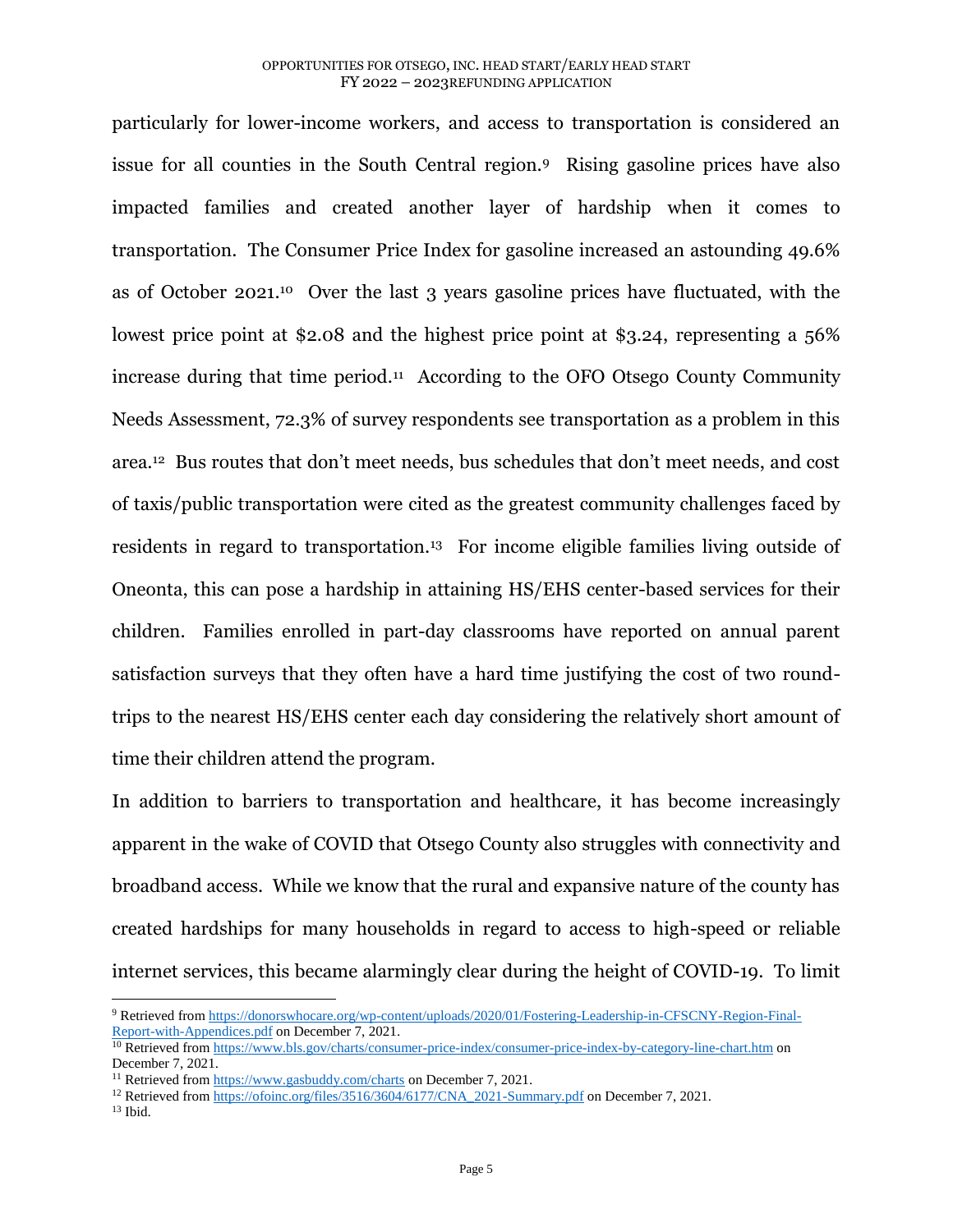particularly for lower-income workers, and access to transportation is considered an issue for all counties in the South Central region.[9] Rising gasoline prices have also impacted families and created another layer of hardship when it comes to transportation. The Consumer Price Index for gasoline increased an astounding 49.6% as of October 2021.[10] Over the last 3 years gasoline prices have fluctuated, with the lowest price point at $2.08 and the highest price point at $3.24, representing a 56% increase during that time period.[11] According to the OFO Otsego County Community Needs Assessment, 72.3% of survey respondents see transportation as a problem in this area.[12] Bus routes that don't meet needs, bus schedules that don't meet needs, and cost of taxis/public transportation were cited as the greatest community challenges faced by residents in regard to transportation.[13] For income eligible families living outside of Oneonta, this can pose a hardship in attaining HS/EHS center-based services for their children. Families enrolled in part-day classrooms have reported on annual parent satisfaction surveys that they often have a hard time justifying the cost of two round-trips to the nearest HS/EHS center each day considering the relatively short amount of time their children attend the program.

In addition to barriers to transportation and healthcare, it has become increasingly apparent in the wake of COVID that Otsego County also struggles with connectivity and broadband access. While we know that the rural and expansive nature of the county has created hardships for many households in regard to access to high-speed or reliable internet services, this became alarmingly clear during the height of COVID-19. To limit

---

[9] Retrieved from https://donorswhocare.org/wp-content/uploads/2020/01/Fostering-Leadership-in-CFSCNY-Region-Final-Report-with-Appendices.pdf on December 7, 2021.

[10] Retrieved from https://www.bls.gov/charts/consumer-price-index/consumer-price-index-by-category-line-chart.htm on December 7, 2021.

[11] Retrieved from https://www.gasbuddy.com/charts on December 7, 2021.

[12] Retrieved from https://ofoinc.org/files/3516/3604/6177/CNA_2021-Summary.pdf on December 7, 2021.

[13] Ibid.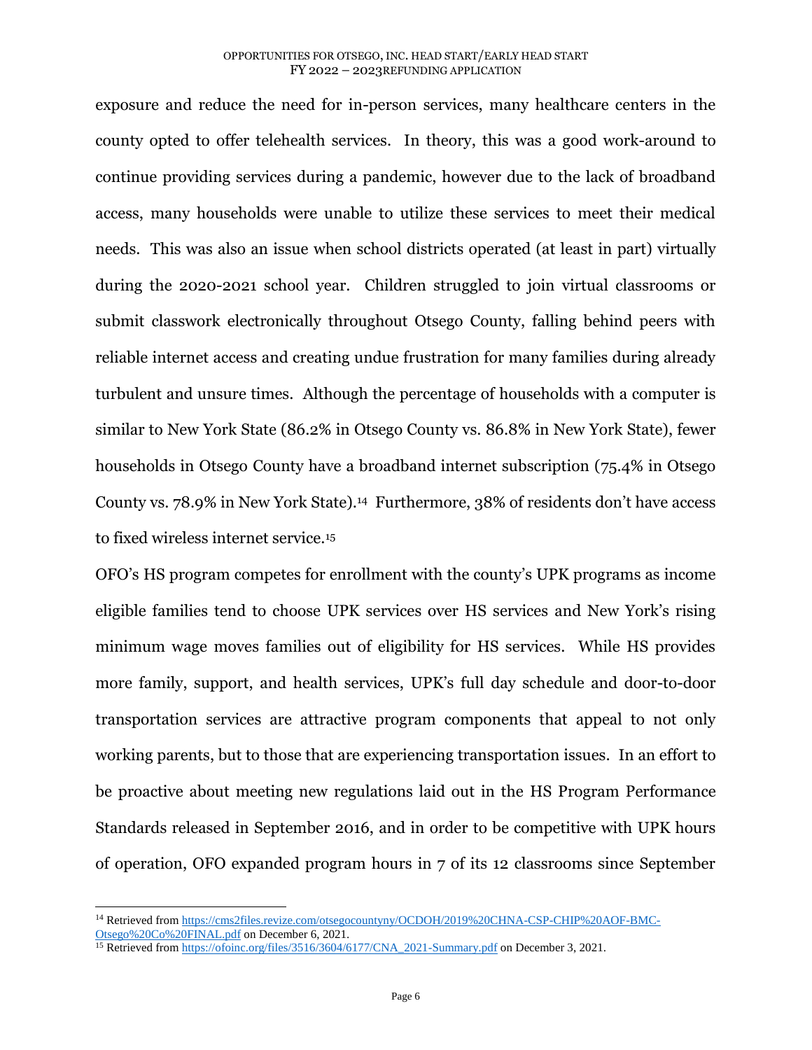exposure and reduce the need for in-person services, many healthcare centers in the county opted to offer telehealth services. In theory, this was a good work-around to continue providing services during a pandemic, however due to the lack of broadband access, many households were unable to utilize these services to meet their medical needs. This was also an issue when school districts operated (at least in part) virtually during the 2020-2021 school year. Children struggled to join virtual classrooms or submit classwork electronically throughout Otsego County, falling behind peers with reliable internet access and creating undue frustration for many families during already turbulent and unsure times. Although the percentage of households with a computer is similar to New York State (86.2% in Otsego County vs. 86.8% in New York State), fewer households in Otsego County have a broadband internet subscription (75.4% in Otsego County vs. 78.9% in New York State).[14] Furthermore, 38% of residents don't have access to fixed wireless internet service.[15]

OFO's HS program competes for enrollment with the county's UPK programs as income eligible families tend to choose UPK services over HS services and New York's rising minimum wage moves families out of eligibility for HS services. While HS provides more family, support, and health services, UPK's full day schedule and door-to-door transportation services are attractive program components that appeal to not only working parents, but to those that are experiencing transportation issues. In an effort to be proactive about meeting new regulations laid out in the HS Program Performance Standards released in September 2016, and in order to be competitive with UPK hours of operation, OFO expanded program hours in 7 of its 12 classrooms since September

---

[14] Retrieved from https://cms2files.revize.com/otsegocountyny/OCDOH/2019%20CHNA-CSP-CHIP%20AOF-BMC-Otsego%20Co%20FINAL.pdf on December 6, 2021.

[15] Retrieved from https://ofoinc.org/files/3516/3604/6177/CNA_2021-Summary.pdf on December 3, 2021.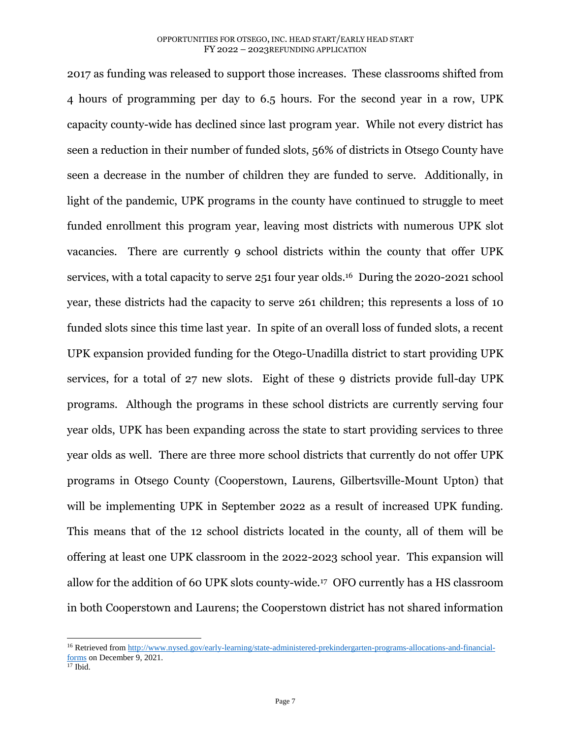2017 as funding was released to support those increases. These classrooms shifted from 4 hours of programming per day to 6.5 hours. For the second year in a row, UPK capacity county-wide has declined since last program year. While not every district has seen a reduction in their number of funded slots, 56% of districts in Otsego County have seen a decrease in the number of children they are funded to serve. Additionally, in light of the pandemic, UPK programs in the county have continued to struggle to meet funded enrollment this program year, leaving most districts with numerous UPK slot vacancies. There are currently 9 school districts within the county that offer UPK services, with a total capacity to serve 251 four year olds.[16] During the 2020-2021 school year, these districts had the capacity to serve 261 children; this represents a loss of 10 funded slots since this time last year. In spite of an overall loss of funded slots, a recent UPK expansion provided funding for the Otego-Unadilla district to start providing UPK services, for a total of 27 new slots. Eight of these 9 districts provide full-day UPK programs. Although the programs in these school districts are currently serving four year olds, UPK has been expanding across the state to start providing services to three year olds as well. There are three more school districts that currently do not offer UPK programs in Otsego County (Cooperstown, Laurens, Gilbertsville-Mount Upton) that will be implementing UPK in September 2022 as a result of increased UPK funding. This means that of the 12 school districts located in the county, all of them will be offering at least one UPK classroom in the 2022-2023 school year. This expansion will allow for the addition of 60 UPK slots county-wide.[17] OFO currently has a HS classroom in both Cooperstown and Laurens; the Cooperstown district has not shared information

---

[16] Retrieved from [http://www.nysed.gov/early-learning/state-administered-prekindergarten-programs-allocations-and-financial-forms](http://www.nysed.gov/early-learning/state-administered-prekindergarten-programs-allocations-and-financial-forms) on December 9, 2021.

[17] Ibid.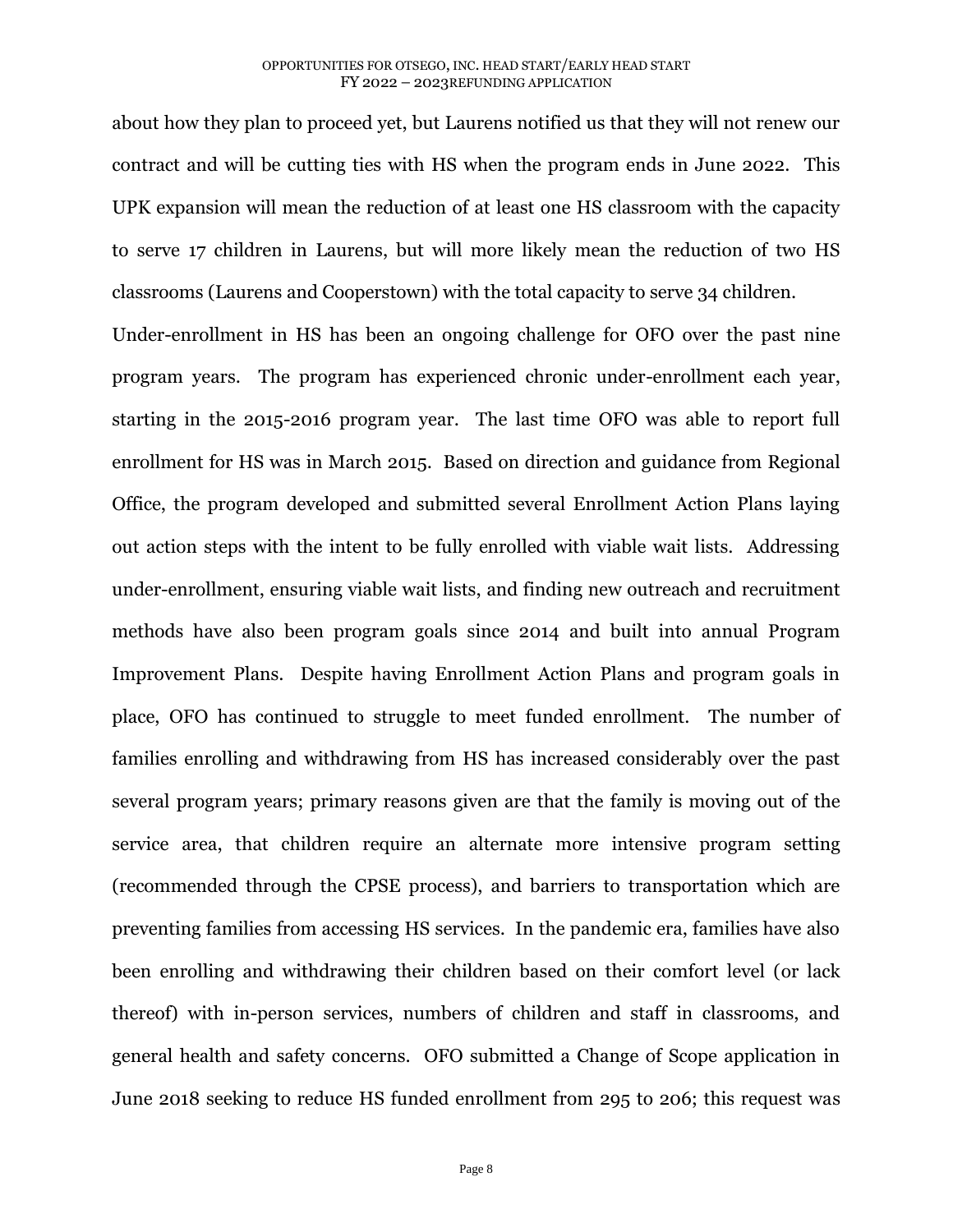about how they plan to proceed yet, but Laurens notified us that they will not renew our contract and will be cutting ties with HS when the program ends in June 2022. This UPK expansion will mean the reduction of at least one HS classroom with the capacity to serve 17 children in Laurens, but will more likely mean the reduction of two HS classrooms (Laurens and Cooperstown) with the total capacity to serve 34 children.

Under-enrollment in HS has been an ongoing challenge for OFO over the past nine program years. The program has experienced chronic under-enrollment each year, starting in the 2015-2016 program year. The last time OFO was able to report full enrollment for HS was in March 2015. Based on direction and guidance from Regional Office, the program developed and submitted several Enrollment Action Plans laying out action steps with the intent to be fully enrolled with viable wait lists. Addressing under-enrollment, ensuring viable wait lists, and finding new outreach and recruitment methods have also been program goals since 2014 and built into annual Program Improvement Plans. Despite having Enrollment Action Plans and program goals in place, OFO has continued to struggle to meet funded enrollment. The number of families enrolling and withdrawing from HS has increased considerably over the past several program years; primary reasons given are that the family is moving out of the service area, that children require an alternate more intensive program setting (recommended through the CPSE process), and barriers to transportation which are preventing families from accessing HS services. In the pandemic era, families have also been enrolling and withdrawing their children based on their comfort level (or lack thereof) with in-person services, numbers of children and staff in classrooms, and general health and safety concerns. OFO submitted a Change of Scope application in June 2018 seeking to reduce HS funded enrollment from 295 to 206; this request was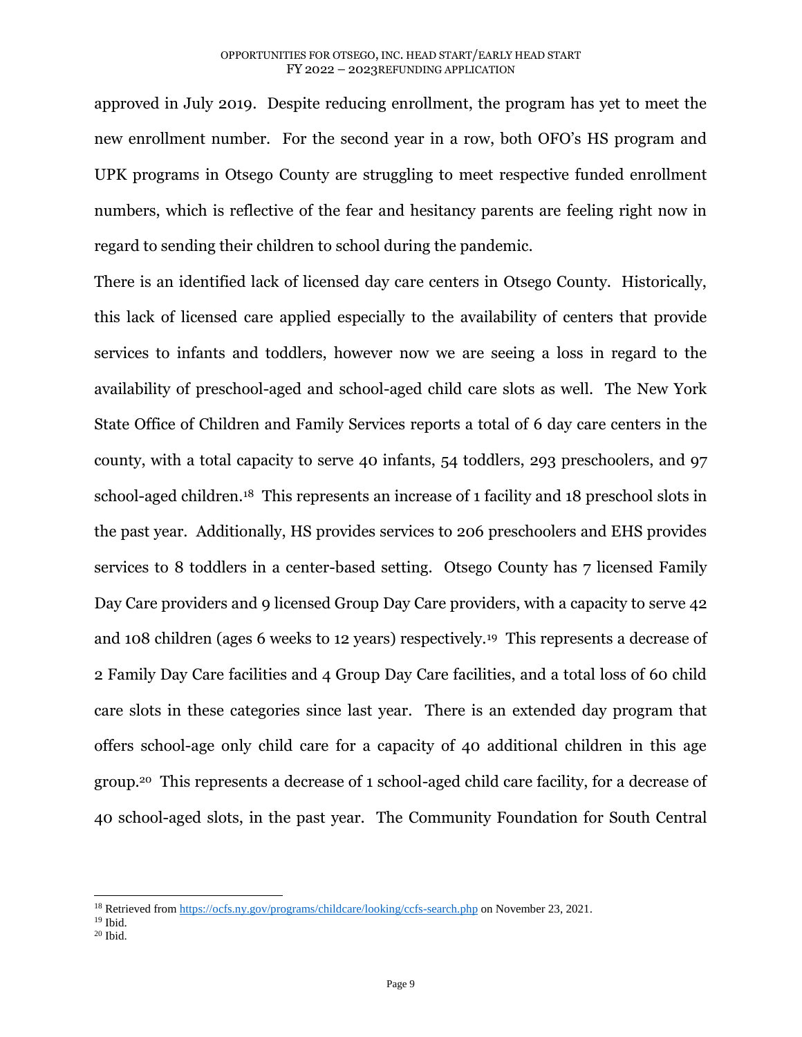approved in July 2019. Despite reducing enrollment, the program has yet to meet the new enrollment number. For the second year in a row, both OFO's HS program and UPK programs in Otsego County are struggling to meet respective funded enrollment numbers, which is reflective of the fear and hesitancy parents are feeling right now in regard to sending their children to school during the pandemic.

There is an identified lack of licensed day care centers in Otsego County. Historically, this lack of licensed care applied especially to the availability of centers that provide services to infants and toddlers, however now we are seeing a loss in regard to the availability of preschool-aged and school-aged child care slots as well. The New York State Office of Children and Family Services reports a total of 6 day care centers in the county, with a total capacity to serve 40 infants, 54 toddlers, 293 preschoolers, and 97 school-aged children.[18] This represents an increase of 1 facility and 18 preschool slots in the past year. Additionally, HS provides services to 206 preschoolers and EHS provides services to 8 toddlers in a center-based setting. Otsego County has 7 licensed Family Day Care providers and 9 licensed Group Day Care providers, with a capacity to serve 42 and 108 children (ages 6 weeks to 12 years) respectively.[19] This represents a decrease of 2 Family Day Care facilities and 4 Group Day Care facilities, and a total loss of 60 child care slots in these categories since last year. There is an extended day program that offers school-age only child care for a capacity of 40 additional children in this age group.[20] This represents a decrease of 1 school-aged child care facility, for a decrease of 40 school-aged slots, in the past year. The Community Foundation for South Central

---

[18] Retrieved from https://ocfs.ny.gov/programs/childcare/looking/ccfs-search.php on November 23, 2021.

[19] Ibid.

[20] Ibid.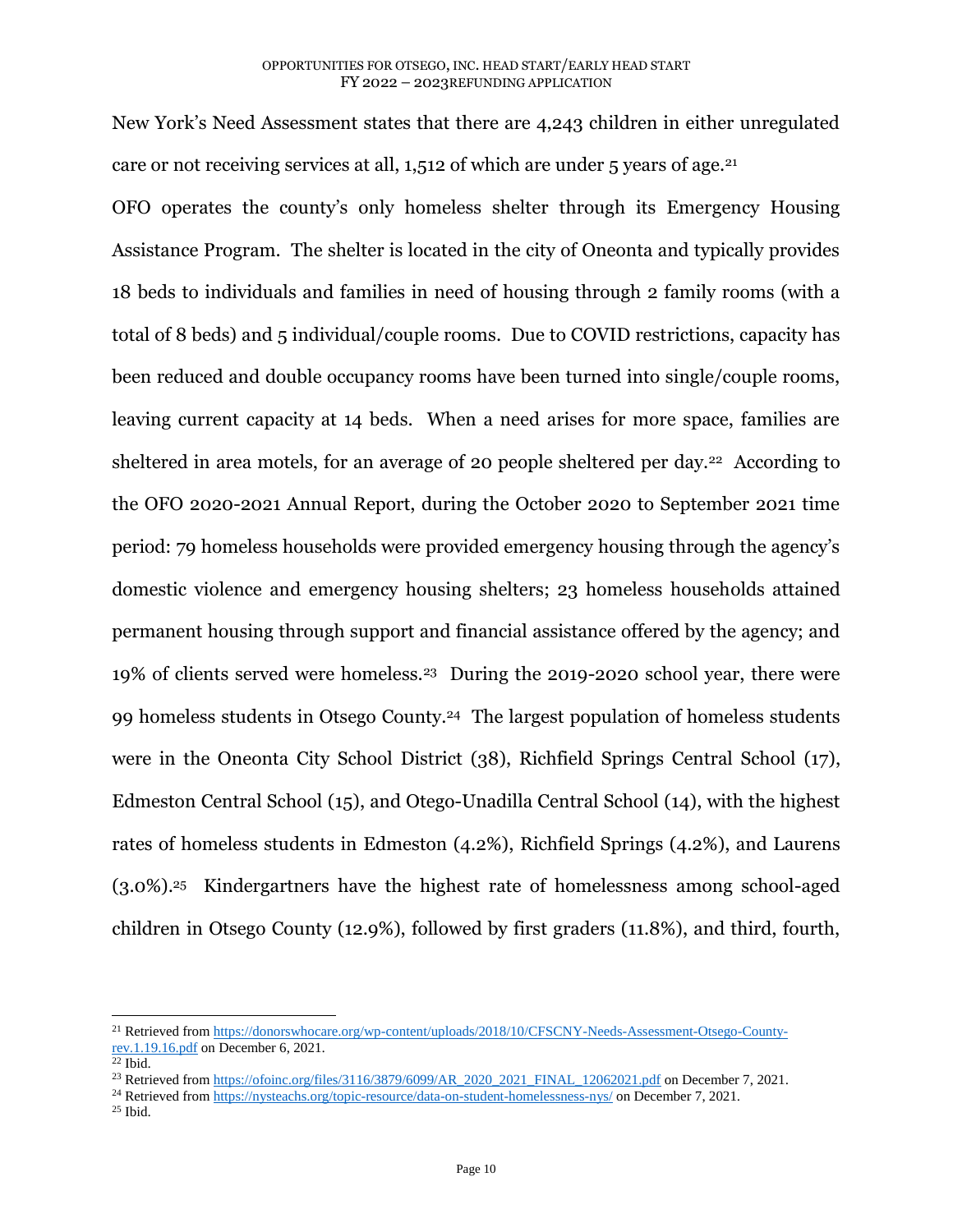New York's Need Assessment states that there are 4,243 children in either unregulated care or not receiving services at all, 1,512 of which are under 5 years of age.[21]

OFO operates the county's only homeless shelter through its Emergency Housing Assistance Program. The shelter is located in the city of Oneonta and typically provides 18 beds to individuals and families in need of housing through 2 family rooms (with a total of 8 beds) and 5 individual/couple rooms. Due to COVID restrictions, capacity has been reduced and double occupancy rooms have been turned into single/couple rooms, leaving current capacity at 14 beds. When a need arises for more space, families are sheltered in area motels, for an average of 20 people sheltered per day.[22] According to the OFO 2020-2021 Annual Report, during the October 2020 to September 2021 time period: 79 homeless households were provided emergency housing through the agency's domestic violence and emergency housing shelters; 23 homeless households attained permanent housing through support and financial assistance offered by the agency; and 19% of clients served were homeless.[23] During the 2019-2020 school year, there were 99 homeless students in Otsego County.[24] The largest population of homeless students were in the Oneonta City School District (38), Richfield Springs Central School (17), Edmeston Central School (15), and Otego-Unadilla Central School (14), with the highest rates of homeless students in Edmeston (4.2%), Richfield Springs (4.2%), and Laurens (3.0%).[25] Kindergartners have the highest rate of homelessness among school-aged children in Otsego County (12.9%), followed by first graders (11.8%), and third, fourth,

---

[21] Retrieved from https://donorswhocare.org/wp-content/uploads/2018/10/CFSCNY-Needs-Assessment-Otsego-County-rev.1.19.16.pdf on December 6, 2021.

[22] Ibid.

[23] Retrieved from https://ofoinc.org/files/3116/3879/6099/AR_2020_2021_FINAL_12062021.pdf on December 7, 2021.

[24] Retrieved from https://nysteachs.org/topic-resource/data-on-student-homelessness-nys/ on December 7, 2021.

[25] Ibid.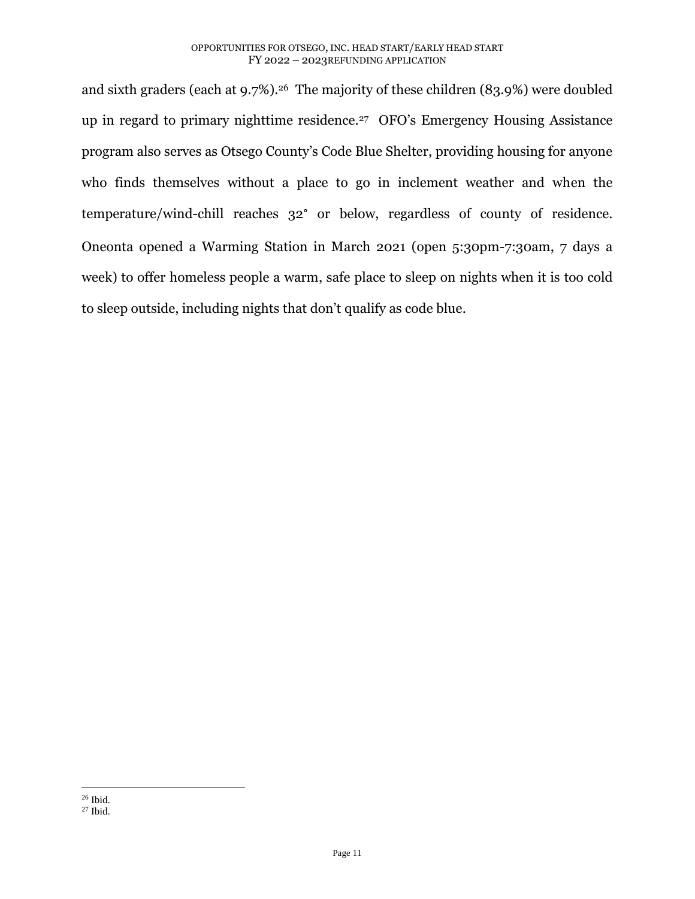and sixth graders (each at 9.7%).[26] The majority of these children (83.9%) were doubled up in regard to primary nighttime residence.[27] OFO's Emergency Housing Assistance program also serves as Otsego County's Code Blue Shelter, providing housing for anyone who finds themselves without a place to go in inclement weather and when the temperature/wind-chill reaches 32° or below, regardless of county of residence. Oneonta opened a Warming Station in March 2021 (open 5:30pm-7:30am, 7 days a week) to offer homeless people a warm, safe place to sleep on nights when it is too cold to sleep outside, including nights that don't qualify as code blue.

[26] Ibid.

[27] Ibid.